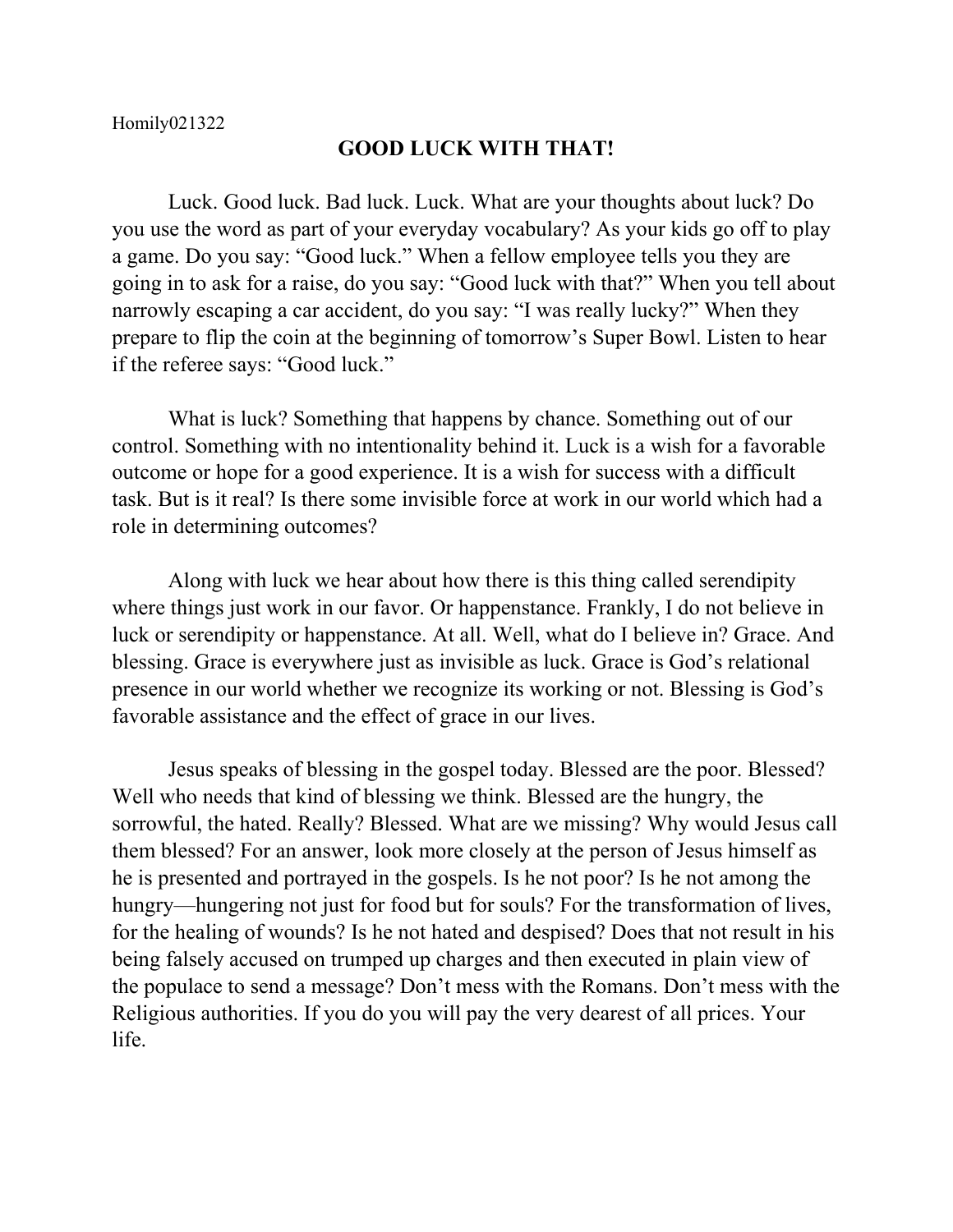Homily021322

# GOOD LUCK WITH THAT!

Luck. Good luck. Bad luck. Luck. What are your thoughts about luck? Do you use the word as part of your everyday vocabulary? As your kids go off to play a game. Do you say: "Good luck." When a fellow employee tells you they are going in to ask for a raise, do you say: "Good luck with that?" When you tell about narrowly escaping a car accident, do you say: "I was really lucky?" When they prepare to flip the coin at the beginning of tomorrow's Super Bowl. Listen to hear if the referee says: "Good luck."

What is luck? Something that happens by chance. Something out of our control. Something with no intentionality behind it. Luck is a wish for a favorable outcome or hope for a good experience. It is a wish for success with a difficult task. But is it real? Is there some invisible force at work in our world which had a role in determining outcomes?

Along with luck we hear about how there is this thing called serendipity where things just work in our favor. Or happenstance. Frankly, I do not believe in luck or serendipity or happenstance. At all. Well, what do I believe in? Grace. And blessing. Grace is everywhere just as invisible as luck. Grace is God's relational presence in our world whether we recognize its working or not. Blessing is God's favorable assistance and the effect of grace in our lives.

Jesus speaks of blessing in the gospel today. Blessed are the poor. Blessed? Well who needs that kind of blessing we think. Blessed are the hungry, the sorrowful, the hated. Really? Blessed. What are we missing? Why would Jesus call them blessed? For an answer, look more closely at the person of Jesus himself as he is presented and portrayed in the gospels. Is he not poor? Is he not among the hungry—hungering not just for food but for souls? For the transformation of lives, for the healing of wounds? Is he not hated and despised? Does that not result in his being falsely accused on trumped up charges and then executed in plain view of the populace to send a message? Don't mess with the Romans. Don't mess with the Religious authorities. If you do you will pay the very dearest of all prices. Your life.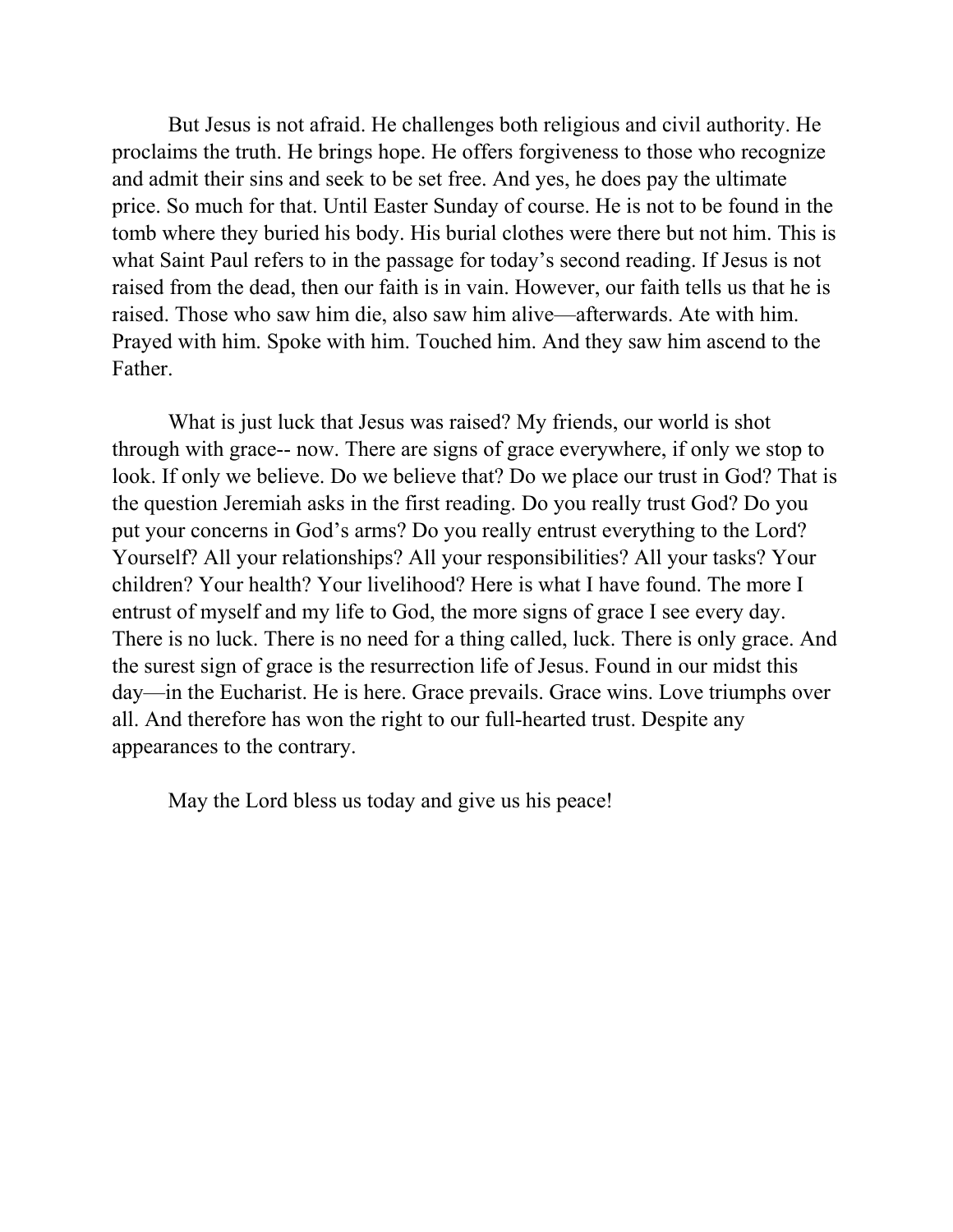But Jesus is not afraid. He challenges both religious and civil authority. He proclaims the truth. He brings hope. He offers forgiveness to those who recognize and admit their sins and seek to be set free. And yes, he does pay the ultimate price. So much for that. Until Easter Sunday of course. He is not to be found in the tomb where they buried his body. His burial clothes were there but not him. This is what Saint Paul refers to in the passage for today's second reading. If Jesus is not raised from the dead, then our faith is in vain. However, our faith tells us that he is raised. Those who saw him die, also saw him alive—afterwards. Ate with him. Prayed with him. Spoke with him. Touched him. And they saw him ascend to the Father.

What is just luck that Jesus was raised? My friends, our world is shot through with grace-- now. There are signs of grace everywhere, if only we stop to look. If only we believe. Do we believe that? Do we place our trust in God? That is the question Jeremiah asks in the first reading. Do you really trust God? Do you put your concerns in God's arms? Do you really entrust everything to the Lord? Yourself? All your relationships? All your responsibilities? All your tasks? Your children? Your health? Your livelihood? Here is what I have found. The more I entrust of myself and my life to God, the more signs of grace I see every day. There is no luck. There is no need for a thing called, luck. There is only grace. And the surest sign of grace is the resurrection life of Jesus. Found in our midst this day—in the Eucharist. He is here. Grace prevails. Grace wins. Love triumphs over all. And therefore has won the right to our full-hearted trust. Despite any appearances to the contrary.

May the Lord bless us today and give us his peace!